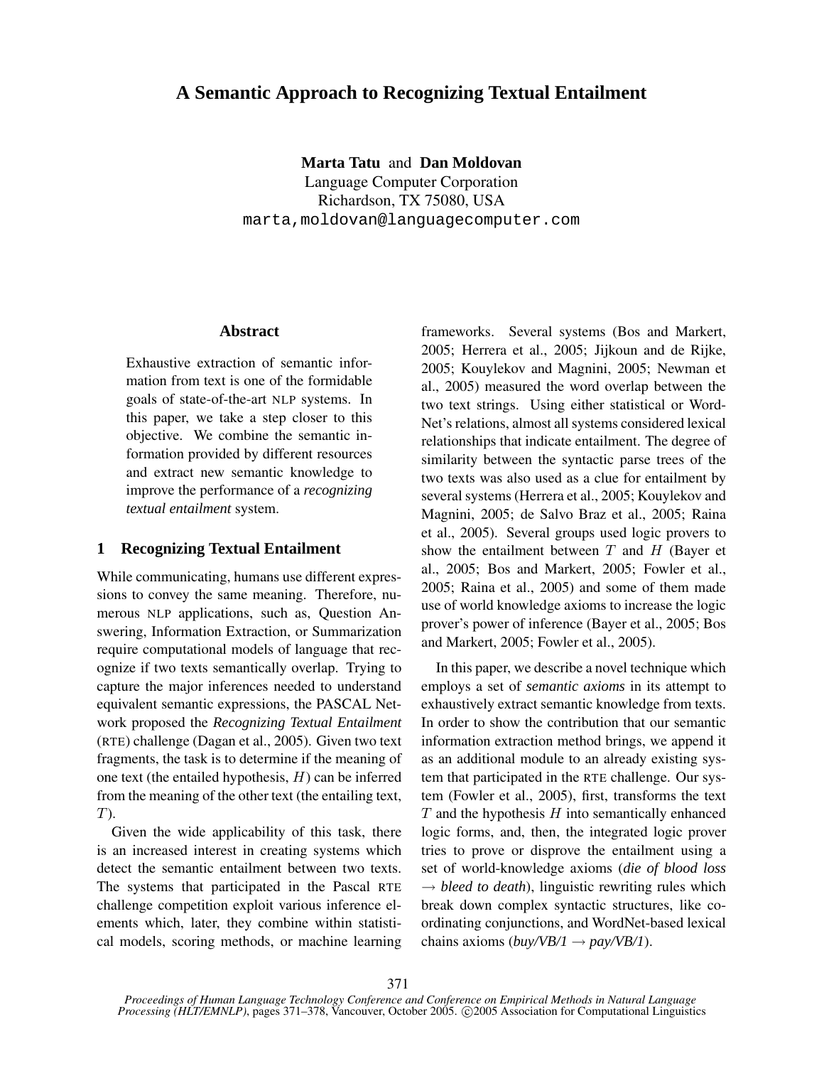# A Semantic Approach to Recognizing Textual Entailment

**Marta Tatu** and **Dan Moldovan**
Language Computer Corporation
Richardson, TX 75080, USA
marta,moldovan@languagecomputer.com

## Abstract

Exhaustive extraction of semantic information from text is one of the formidable goals of state-of-the-art NLP systems. In this paper, we take a step closer to this objective. We combine the semantic information provided by different resources and extract new semantic knowledge to improve the performance of a *recognizing textual entailment* system.

## 1 Recognizing Textual Entailment

While communicating, humans use different expressions to convey the same meaning. Therefore, numerous NLP applications, such as, Question Answering, Information Extraction, or Summarization require computational models of language that recognize if two texts semantically overlap. Trying to capture the major inferences needed to understand equivalent semantic expressions, the PASCAL Network proposed the *Recognizing Textual Entailment* (RTE) challenge (Dagan et al., 2005). Given two text fragments, the task is to determine if the meaning of one text (the entailed hypothesis, $H$) can be inferred from the meaning of the other text (the entailing text, $T$).

Given the wide applicability of this task, there is an increased interest in creating systems which detect the semantic entailment between two texts. The systems that participated in the Pascal RTE challenge competition exploit various inference elements which, later, they combine within statistical models, scoring methods, or machine learning frameworks. Several systems (Bos and Markert, 2005; Herrera et al., 2005; Jijkoun and de Rijke, 2005; Kouylekov and Magnini, 2005; Newman et al., 2005) measured the word overlap between the two text strings. Using either statistical or WordNet's relations, almost all systems considered lexical relationships that indicate entailment. The degree of similarity between the syntactic parse trees of the two texts was also used as a clue for entailment by several systems (Herrera et al., 2005; Kouylekov and Magnini, 2005; de Salvo Braz et al., 2005; Raina et al., 2005). Several groups used logic provers to show the entailment between $T$ and $H$ (Bayer et al., 2005; Bos and Markert, 2005; Fowler et al., 2005; Raina et al., 2005) and some of them made use of world knowledge axioms to increase the logic prover's power of inference (Bayer et al., 2005; Bos and Markert, 2005; Fowler et al., 2005).

In this paper, we describe a novel technique which employs a set of *semantic axioms* in its attempt to exhaustively extract semantic knowledge from texts. In order to show the contribution that our semantic information extraction method brings, we append it as an additional module to an already existing system that participated in the RTE challenge. Our system (Fowler et al., 2005), first, transforms the text $T$ and the hypothesis $H$ into semantically enhanced logic forms, and, then, the integrated logic prover tries to prove or disprove the entailment using a set of world-knowledge axioms (*die of blood loss* $\rightarrow$ *bleed to death*), linguistic rewriting rules which break down complex syntactic structures, like coordinating conjunctions, and WordNet-based lexical chains axioms (*buy/VB/1* $\rightarrow$ *pay/VB/1*).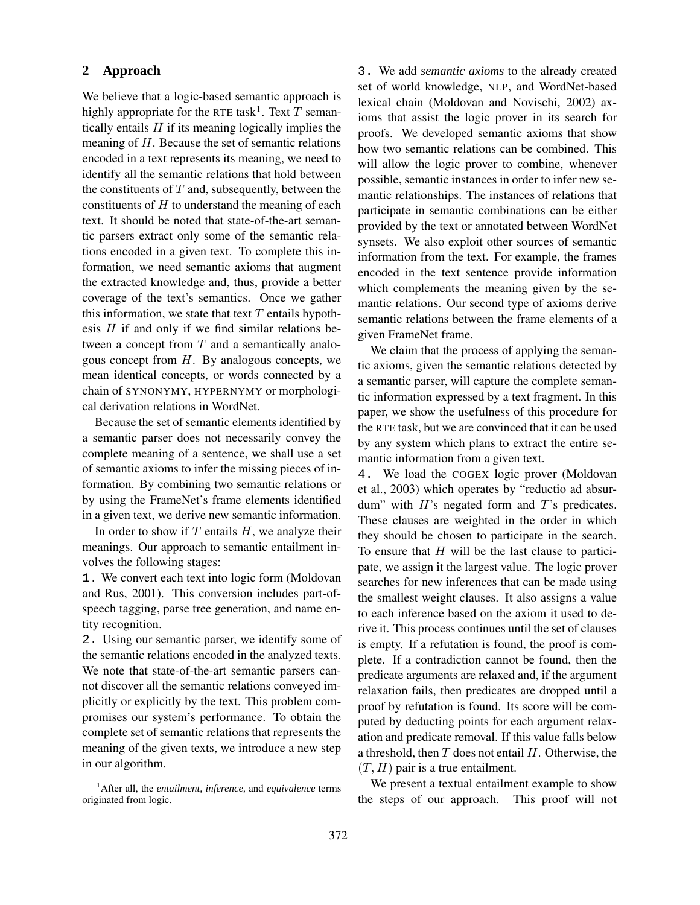## 2 Approach

We believe that a logic-based semantic approach is highly appropriate for the RTE task[1]. Text $T$ semantically entails $H$ if its meaning logically implies the meaning of $H$. Because the set of semantic relations encoded in a text represents its meaning, we need to identify all the semantic relations that hold between the constituents of $T$ and, subsequently, between the constituents of $H$ to understand the meaning of each text. It should be noted that state-of-the-art semantic parsers extract only some of the semantic relations encoded in a given text. To complete this information, we need semantic axioms that augment the extracted knowledge and, thus, provide a better coverage of the text's semantics. Once we gather this information, we state that text $T$ entails hypothesis $H$ if and only if we find similar relations between a concept from $T$ and a semantically analogous concept from $H$. By analogous concepts, we mean identical concepts, or words connected by a chain of SYNONYMY, HYPERNYMY or morphological derivation relations in WordNet.

Because the set of semantic elements identified by a semantic parser does not necessarily convey the complete meaning of a sentence, we shall use a set of semantic axioms to infer the missing pieces of information. By combining two semantic relations or by using the FrameNet's frame elements identified in a given text, we derive new semantic information.

In order to show if $T$ entails $H$, we analyze their meanings. Our approach to semantic entailment involves the following stages:

1. We convert each text into logic form (Moldovan and Rus, 2001). This conversion includes part-of-speech tagging, parse tree generation, and name entity recognition.

2. Using our semantic parser, we identify some of the semantic relations encoded in the analyzed texts. We note that state-of-the-art semantic parsers cannot discover all the semantic relations conveyed implicitly or explicitly by the text. This problem compromises our system's performance. To obtain the complete set of semantic relations that represents the meaning of the given texts, we introduce a new step in our algorithm.

3. We add *semantic axioms* to the already created set of world knowledge, NLP, and WordNet-based lexical chain (Moldovan and Novischi, 2002) axioms that assist the logic prover in its search for proofs. We developed semantic axioms that show how two semantic relations can be combined. This will allow the logic prover to combine, whenever possible, semantic instances in order to infer new semantic relationships. The instances of relations that participate in semantic combinations can be either provided by the text or annotated between WordNet synsets. We also exploit other sources of semantic information from the text. For example, the frames encoded in the text sentence provide information which complements the meaning given by the semantic relations. Our second type of axioms derive semantic relations between the frame elements of a given FrameNet frame.

We claim that the process of applying the semantic axioms, given the semantic relations detected by a semantic parser, will capture the complete semantic information expressed by a text fragment. In this paper, we show the usefulness of this procedure for the RTE task, but we are convinced that it can be used by any system which plans to extract the entire semantic information from a given text.

4. We load the COGEX logic prover (Moldovan et al., 2003) which operates by "reductio ad absurdum" with $H$'s negated form and $T$'s predicates. These clauses are weighted in the order in which they should be chosen to participate in the search. To ensure that $H$ will be the last clause to participate, we assign it the largest value. The logic prover searches for new inferences that can be made using the smallest weight clauses. It also assigns a value to each inference based on the axiom it used to derive it. This process continues until the set of clauses is empty. If a refutation is found, the proof is complete. If a contradiction cannot be found, then the predicate arguments are relaxed and, if the argument relaxation fails, then predicates are dropped until a proof by refutation is found. Its score will be computed by deducting points for each argument relaxation and predicate removal. If this value falls below a threshold, then $T$ does not entail $H$. Otherwise, the $(T, H)$ pair is a true entailment.

We present a textual entailment example to show the steps of our approach. This proof will not

[1] After all, the *entailment, inference,* and *equivalence* terms originated from logic.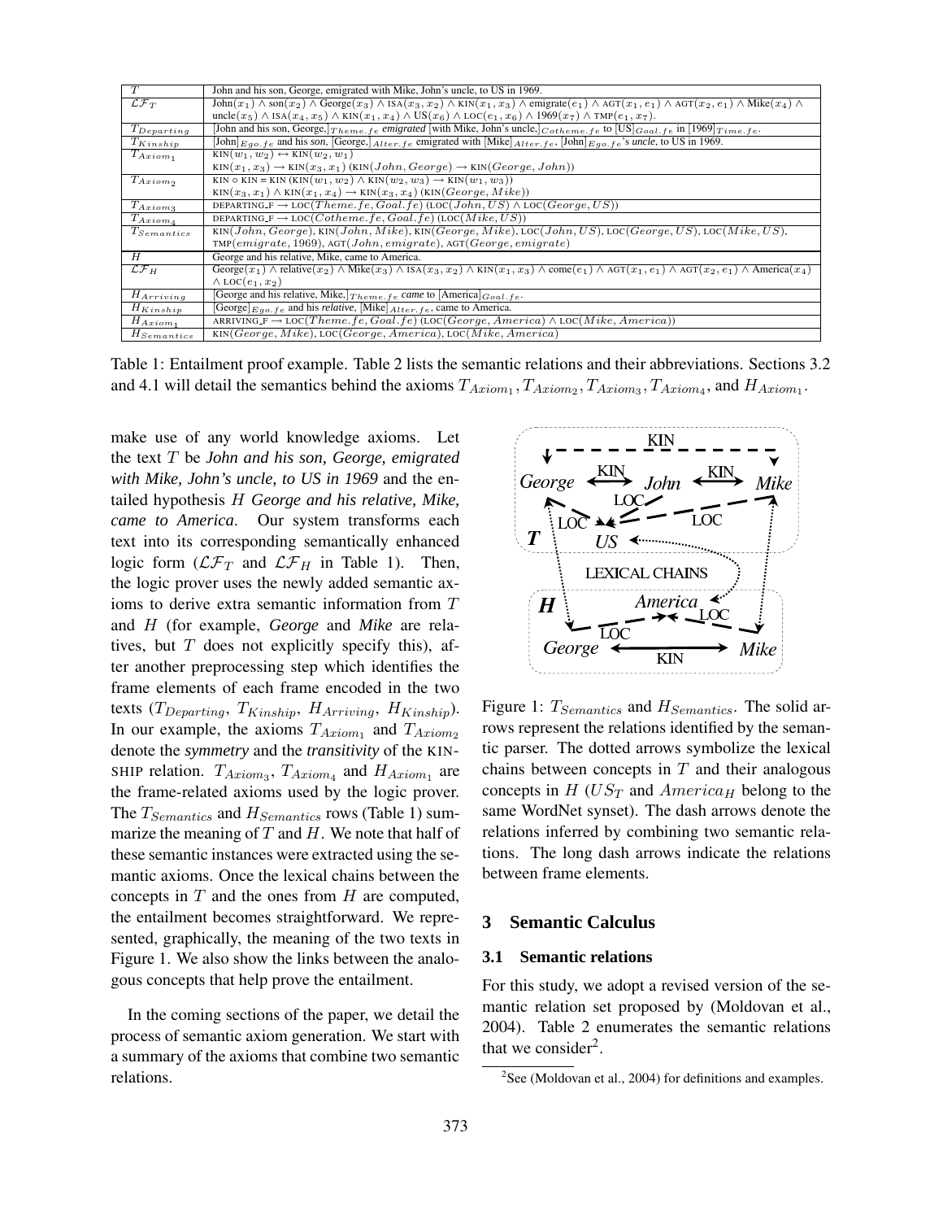| $T$ | John and his son, George, emigrated with Mike, John's uncle, to US in 1969. |
|---|---|
| $\mathcal{LF}_T$ | John($x_1$) ∧ son($x_2$) ∧ George($x_3$) ∧ ISA($x_3, x_2$) ∧ KIN($x_1, x_3$) ∧ emigrate($e_1$) ∧ AGT($x_1, e_1$) ∧ AGT($x_2, e_1$) ∧ Mike($x_4$) ∧ uncle($x_5$) ∧ ISA($x_4, x_5$) ∧ KIN($x_1, x_4$) ∧ US($x_6$) ∧ LOC($e_1, x_6$) ∧ 1969($x_7$) ∧ TMP($e_1, x_7$). |
| $T_{Departing}$ | [John and his son, George,]$_{Theme.fe}$ *emigrated* [with Mike, John's uncle,]$_{Cotheme.fe}$ to [US]$_{Goal.fe}$ in [1969]$_{Time.fe}$. |
| $T_{Kinship}$ | [John]$_{Ego.fe}$ and his *son*, [George,]$_{Alter.fe}$ emigrated with [Mike]$_{Alter.fe}$, [John]$_{Ego.fe}$'s *uncle*, to US in 1969. |
| $T_{Axiom_1}$ | KIN($w_1, w_2$) ↔ KIN($w_2, w_1$)<br>KIN($x_1, x_3$) → KIN($x_3, x_1$) (KIN($John, George$) → KIN($George, John$)) |
| $T_{Axiom_2}$ | KIN ∘ KIN = KIN (KIN($w_1, w_2$) ∧ KIN($w_2, w_3$) → KIN($w_1, w_3$))<br>KIN($x_3, x_1$) ∧ KIN($x_1, x_4$) → KIN($x_3, x_4$) (KIN($George, Mike$)) |
| $T_{Axiom_3}$ | DEPARTING_F → LOC($Theme.fe, Goal.fe$) (LOC($John, US$) ∧ LOC($George, US$)) |
| $T_{Axiom_4}$ | DEPARTING_F → LOC($Cotheme.fe, Goal.fe$) (LOC($Mike, US$)) |
| $T_{Semantics}$ | KIN($John, George$), KIN($John, Mike$), KIN($George, Mike$), LOC($John, US$), LOC($George, US$), LOC($Mike, US$), TMP($emigrate$, 1969), AGT($John, emigrate$), AGT($George, emigrate$) |
| $H$ | George and his relative, Mike, came to America. |
| $\mathcal{LF}_H$ | George($x_1$) ∧ relative($x_2$) ∧ Mike($x_3$) ∧ ISA($x_3, x_2$) ∧ KIN($x_1, x_3$) ∧ come($e_1$) ∧ AGT($x_1, e_1$) ∧ AGT($x_2, e_1$) ∧ America($x_4$) ∧ LOC($e_1, x_2$) |
| $H_{Arriving}$ | [George and his relative, Mike,]$_{Theme.fe}$ *came* to [America]$_{Goal.fe}$. |
| $H_{Kinship}$ | [George]$_{Ego.fe}$ and his *relative*, [Mike]$_{Alter.fe}$, came to America. |
| $H_{Axiom_1}$ | ARRIVING_F → LOC($Theme.fe, Goal.fe$) (LOC($George, America$) ∧ LOC($Mike, America$)) |
| $H_{Semantics}$ | KIN($George, Mike$), LOC($George, America$), LOC($Mike, America$) |

Table 1: Entailment proof example. Table 2 lists the semantic relations and their abbreviations. Sections 3.2 and 4.1 will detail the semantics behind the axioms $T_{Axiom_1}, T_{Axiom_2}, T_{Axiom_3}, T_{Axiom_4}$, and $H_{Axiom_1}$.

make use of any world knowledge axioms. Let the text $T$ be *John and his son, George, emigrated with Mike, John's uncle, to US in 1969* and the entailed hypothesis $H$ *George and his relative, Mike, came to America*. Our system transforms each text into its corresponding semantically enhanced logic form ($\mathcal{LF}_T$ and $\mathcal{LF}_H$ in Table 1). Then, the logic prover uses the newly added semantic axioms to derive extra semantic information from $T$ and $H$ (for example, *George* and *Mike* are relatives, but $T$ does not explicitly specify this), after another preprocessing step which identifies the frame elements of each frame encoded in the two texts ($T_{Departing}$, $T_{Kinship}$, $H_{Arriving}$, $H_{Kinship}$). In our example, the axioms $T_{Axiom_1}$ and $T_{Axiom_2}$ denote the *symmetry* and the *transitivity* of the KINSHIP relation. $T_{Axiom_3}$, $T_{Axiom_4}$ and $H_{Axiom_1}$ are the frame-related axioms used by the logic prover. The $T_{Semantics}$ and $H_{Semantics}$ rows (Table 1) summarize the meaning of $T$ and $H$. We note that half of these semantic instances were extracted using the semantic axioms. Once the lexical chains between the concepts in $T$ and the ones from $H$ are computed, the entailment becomes straightforward. We represented, graphically, the meaning of the two texts in Figure 1. We also show the links between the analogous concepts that help prove the entailment.

In the coming sections of the paper, we detail the process of semantic axiom generation. We start with a summary of the axioms that combine two semantic relations.

Figure 1: $T_{Semantics}$ and $H_{Semantics}$. The solid arrows represent the relations identified by the semantic parser. The dotted arrows symbolize the lexical chains between concepts in $T$ and their analogous concepts in $H$ ($US_T$ and $America_H$ belong to the same WordNet synset). The dash arrows denote the relations inferred by combining two semantic relations. The long dash arrows indicate the relations between frame elements.

## 3 Semantic Calculus

### 3.1 Semantic relations

For this study, we adopt a revised version of the semantic relation set proposed by (Moldovan et al., 2004). Table 2 enumerates the semantic relations that we consider[2].

[2] See (Moldovan et al., 2004) for definitions and examples.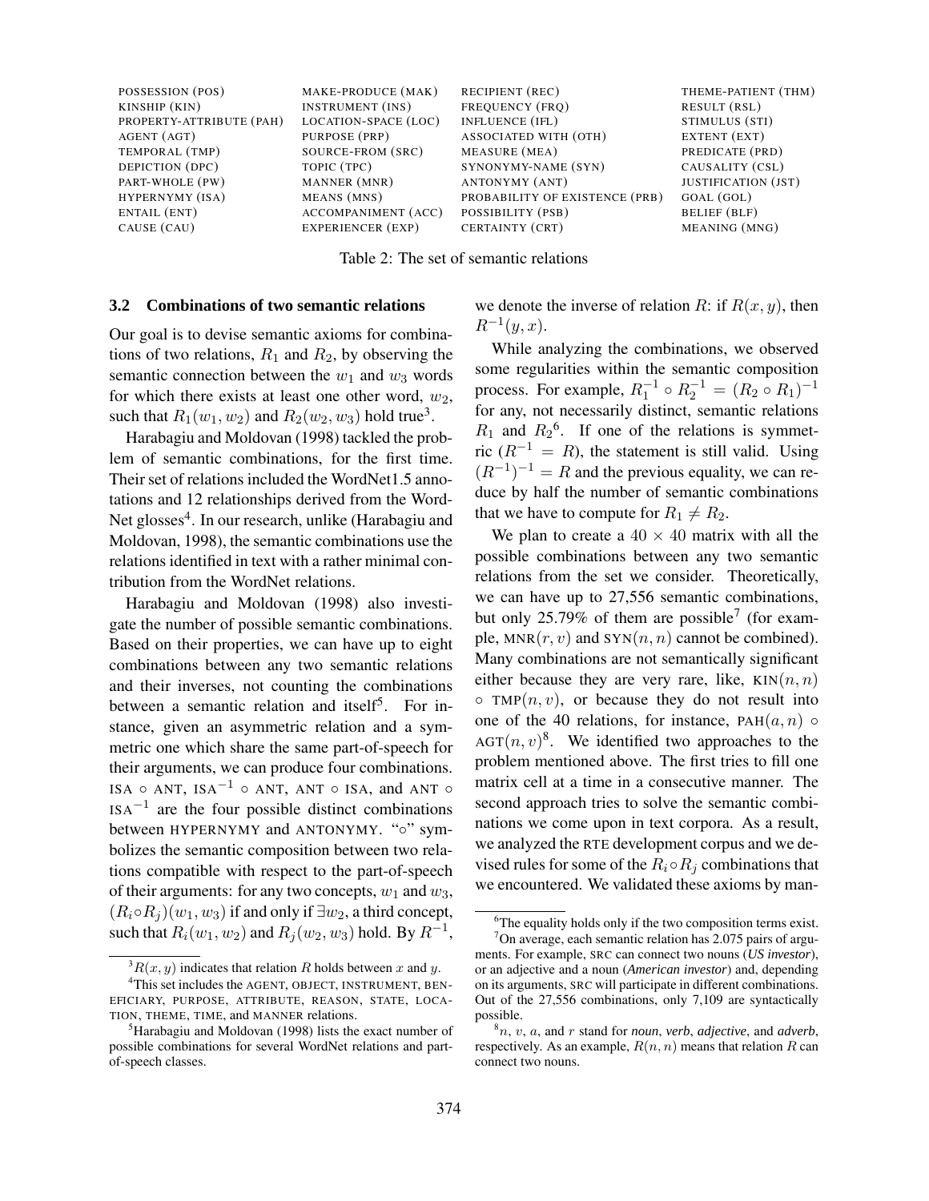| | | | |
|---|---|---|---|
| POSSESSION (POS) | MAKE-PRODUCE (MAK) | RECIPIENT (REC) | THEME-PATIENT (THM) |
| KINSHIP (KIN) | INSTRUMENT (INS) | FREQUENCY (FRQ) | RESULT (RSL) |
| PROPERTY-ATTRIBUTE (PAH) | LOCATION-SPACE (LOC) | INFLUENCE (IFL) | STIMULUS (STI) |
| AGENT (AGT) | PURPOSE (PRP) | ASSOCIATED WITH (OTH) | EXTENT (EXT) |
| TEMPORAL (TMP) | SOURCE-FROM (SRC) | MEASURE (MEA) | PREDICATE (PRD) |
| DEPICTION (DPC) | TOPIC (TPC) | SYNONYMY-NAME (SYN) | CAUSALITY (CSL) |
| PART-WHOLE (PW) | MANNER (MNR) | ANTONYMY (ANT) | JUSTIFICATION (JST) |
| HYPERNYMY (ISA) | MEANS (MNS) | PROBABILITY OF EXISTENCE (PRB) | GOAL (GOL) |
| ENTAIL (ENT) | ACCOMPANIMENT (ACC) | POSSIBILITY (PSB) | BELIEF (BLF) |
| CAUSE (CAU) | EXPERIENCER (EXP) | CERTAINTY (CRT) | MEANING (MNG) |

Table 2: The set of semantic relations

### 3.2 Combinations of two semantic relations

Our goal is to devise semantic axioms for combinations of two relations, $R_1$ and $R_2$, by observing the semantic connection between the $w_1$ and $w_3$ words for which there exists at least one other word, $w_2$, such that $R_1(w_1, w_2)$ and $R_2(w_2, w_3)$ hold true[3].

Harabagiu and Moldovan (1998) tackled the problem of semantic combinations, for the first time. Their set of relations included the WordNet1.5 annotations and 12 relationships derived from the WordNet glosses[4]. In our research, unlike (Harabagiu and Moldovan, 1998), the semantic combinations use the relations identified in text with a rather minimal contribution from the WordNet relations.

Harabagiu and Moldovan (1998) also investigate the number of possible semantic combinations. Based on their properties, we can have up to eight combinations between any two semantic relations and their inverses, not counting the combinations between a semantic relation and itself[5]. For instance, given an asymmetric relation and a symmetric one which share the same part-of-speech for their arguments, we can produce four combinations. ISA $\circ$ ANT, ISA$^{-1}$ $\circ$ ANT, ANT $\circ$ ISA, and ANT $\circ$ ISA$^{-1}$ are the four possible distinct combinations between HYPERNYMY and ANTONYMY. "$\circ$" symbolizes the semantic composition between two relations compatible with respect to the part-of-speech of their arguments: for any two concepts, $w_1$ and $w_3$, $(R_i \circ R_j)(w_1, w_3)$ if and only if $\exists w_2$, a third concept, such that $R_i(w_1, w_2)$ and $R_j(w_2, w_3)$ hold. By $R^{-1}$, we denote the inverse of relation $R$: if $R(x, y)$, then $R^{-1}(y, x)$.

While analyzing the combinations, we observed some regularities within the semantic composition process. For example, $R_1^{-1} \circ R_2^{-1} = (R_2 \circ R_1)^{-1}$ for any, not necessarily distinct, semantic relations $R_1$ and $R_2$[6]. If one of the relations is symmetric ($R^{-1} = R$), the statement is still valid. Using $(R^{-1})^{-1} = R$ and the previous equality, we can reduce by half the number of semantic combinations that we have to compute for $R_1 \neq R_2$.

We plan to create a $40 \times 40$ matrix with all the possible combinations between any two semantic relations from the set we consider. Theoretically, we can have up to 27,556 semantic combinations, but only 25.79% of them are possible[7] (for example, MNR$(r, v)$ and SYN$(n, n)$ cannot be combined). Many combinations are not semantically significant either because they are very rare, like, KIN$(n, n)$ $\circ$ TMP$(n, v)$, or because they do not result into one of the 40 relations, for instance, PAH$(a, n)$ $\circ$ AGT$(n, v)$[8]. We identified two approaches to the problem mentioned above. The first tries to fill one matrix cell at a time in a consecutive manner. The second approach tries to solve the semantic combinations we come upon in text corpora. As a result, we analyzed the RTE development corpus and we devised rules for some of the $R_i \circ R_j$ combinations that we encountered. We validated these axioms by man-

---

[3] $R(x, y)$ indicates that relation $R$ holds between $x$ and $y$.

[4] This set includes the AGENT, OBJECT, INSTRUMENT, BENEFICIARY, PURPOSE, ATTRIBUTE, REASON, STATE, LOCATION, THEME, TIME, and MANNER relations.

[5] Harabagiu and Moldovan (1998) lists the exact number of possible combinations for several WordNet relations and part-of-speech classes.

[6] The equality holds only if the two composition terms exist.

[7] On average, each semantic relation has 2.075 pairs of arguments. For example, SRC can connect two nouns (*US investor*), or an adjective and a noun (*American investor*) and, depending on its arguments, SRC will participate in different combinations. Out of the 27,556 combinations, only 7,109 are syntactically possible.

[8] $n$, $v$, $a$, and $r$ stand for *noun*, *verb*, *adjective*, and *adverb*, respectively. As an example, $R(n, n)$ means that relation $R$ can connect two nouns.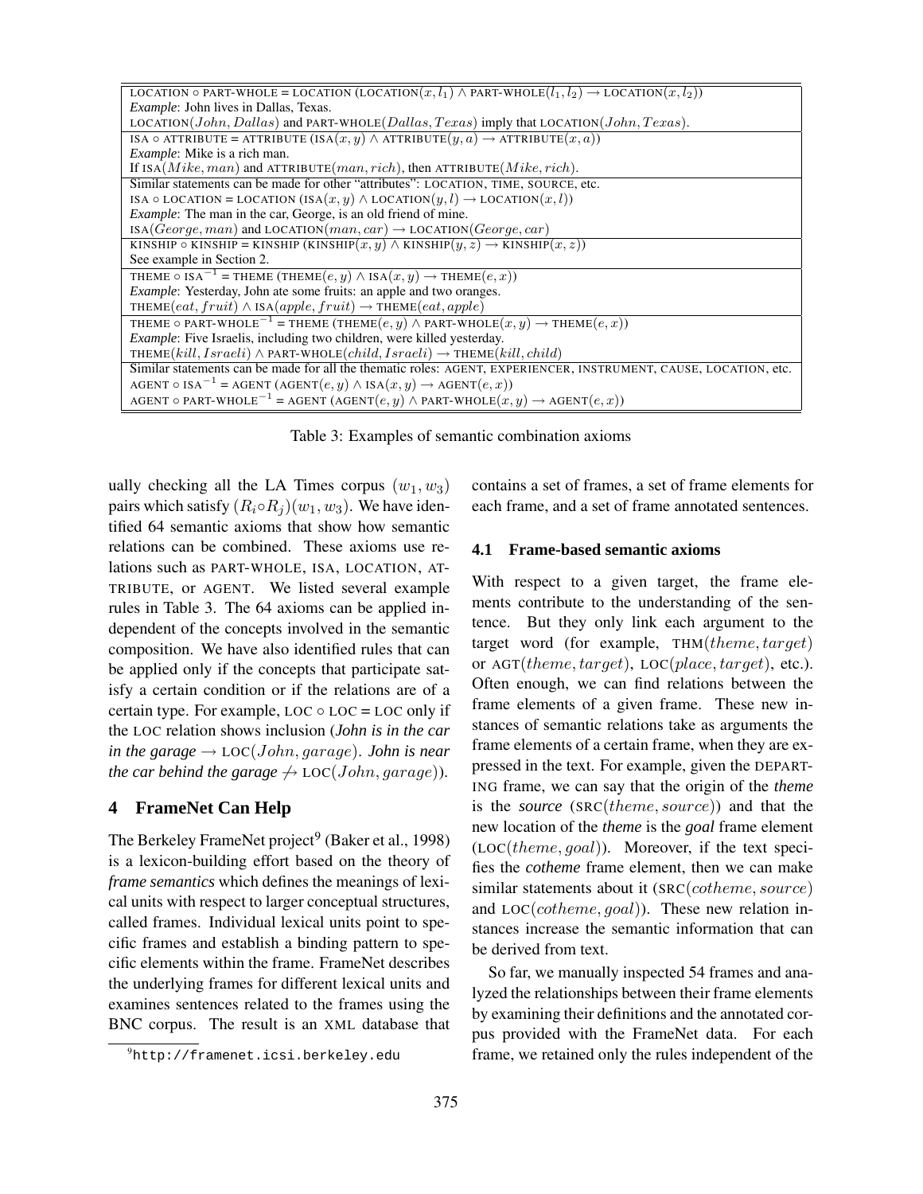| |
|---|
| LOCATION ∘ PART-WHOLE = LOCATION (LOCATION$(x, l_1)$ ∧ PART-WHOLE$(l_1, l_2)$ → LOCATION$(x, l_2)$) |
| *Example*: John lives in Dallas, Texas. |
| LOCATION$(John, Dallas)$ and PART-WHOLE$(Dallas, Texas)$ imply that LOCATION$(John, Texas)$. |
| ISA ∘ ATTRIBUTE = ATTRIBUTE (ISA$(x, y)$ ∧ ATTRIBUTE$(y, a)$ → ATTRIBUTE$(x, a)$) |
| *Example*: Mike is a rich man. |
| If ISA$(Mike, man)$ and ATTRIBUTE$(man, rich)$, then ATTRIBUTE$(Mike, rich)$. |
| Similar statements can be made for other "attributes": LOCATION, TIME, SOURCE, etc. |
| ISA ∘ LOCATION = LOCATION (ISA$(x, y)$ ∧ LOCATION$(y, l)$ → LOCATION$(x, l)$) |
| *Example*: The man in the car, George, is an old friend of mine. |
| ISA$(George, man)$ and LOCATION$(man, car)$ → LOCATION$(George, car)$ |
| KINSHIP ∘ KINSHIP = KINSHIP (KINSHIP$(x, y)$ ∧ KINSHIP$(y, z)$ → KINSHIP$(x, z)$) |
| See example in Section 2. |
| THEME ∘ ISA$^{-1}$ = THEME (THEME$(e, y)$ ∧ ISA$(x, y)$ → THEME$(e, x)$) |
| *Example*: Yesterday, John ate some fruits: an apple and two oranges. |
| THEME$(eat, fruit)$ ∧ ISA$(apple, fruit)$ → THEME$(eat, apple)$ |
| THEME ∘ PART-WHOLE$^{-1}$ = THEME (THEME$(e, y)$ ∧ PART-WHOLE$(x, y)$ → THEME$(e, x)$) |
| *Example*: Five Israelis, including two children, were killed yesterday. |
| THEME$(kill, Israeli)$ ∧ PART-WHOLE$(child, Israeli)$ → THEME$(kill, child)$ |
| Similar statements can be made for all the thematic roles: AGENT, EXPERIENCER, INSTRUMENT, CAUSE, LOCATION, etc. |
| AGENT ∘ ISA$^{-1}$ = AGENT (AGENT$(e, y)$ ∧ ISA$(x, y)$ → AGENT$(e, x)$) |
| AGENT ∘ PART-WHOLE$^{-1}$ = AGENT (AGENT$(e, y)$ ∧ PART-WHOLE$(x, y)$ → AGENT$(e, x)$) |

Table 3: Examples of semantic combination axioms

ually checking all the LA Times corpus $(w_1, w_3)$ pairs which satisfy $(R_i \circ R_j)(w_1, w_3)$. We have identified 64 semantic axioms that show how semantic relations can be combined. These axioms use relations such as PART-WHOLE, ISA, LOCATION, ATTRIBUTE, or AGENT. We listed several example rules in Table 3. The 64 axioms can be applied independent of the concepts involved in the semantic composition. We have also identified rules that can be applied only if the concepts that participate satisfy a certain condition or if the relations are of a certain type. For example, LOC ∘ LOC = LOC only if the LOC relation shows inclusion (***John is in the car in the garage*** → LOC$(John, garage)$. ***John is near the car behind the garage*** ↛ LOC$(John, garage)$).

## 4 FrameNet Can Help

The Berkeley FrameNet project[9] (Baker et al., 1998) is a lexicon-building effort based on the theory of ***frame semantics*** which defines the meanings of lexical units with respect to larger conceptual structures, called frames. Individual lexical units point to specific frames and establish a binding pattern to specific elements within the frame. FrameNet describes the underlying frames for different lexical units and examines sentences related to the frames using the BNC corpus. The result is an XML database that contains a set of frames, a set of frame elements for each frame, and a set of frame annotated sentences.

[9] http://framenet.icsi.berkeley.edu

### 4.1 Frame-based semantic axioms

With respect to a given target, the frame elements contribute to the understanding of the sentence. But they only link each argument to the target word (for example, THM$(theme, target)$ or AGT$(theme, target)$, LOC$(place, target)$, etc.). Often enough, we can find relations between the frame elements of a given frame. These new instances of semantic relations take as arguments the frame elements of a certain frame, when they are expressed in the text. For example, given the DEPARTING frame, we can say that the origin of the ***theme*** is the ***source*** (SRC$(theme, source)$) and that the new location of the ***theme*** is the ***goal*** frame element (LOC$(theme, goal)$). Moreover, if the text specifies the ***cotheme*** frame element, then we can make similar statements about it (SRC$(cotheme, source)$ and LOC$(cotheme, goal)$). These new relation instances increase the semantic information that can be derived from text.

So far, we manually inspected 54 frames and analyzed the relationships between their frame elements by examining their definitions and the annotated corpus provided with the FrameNet data. For each frame, we retained only the rules independent of the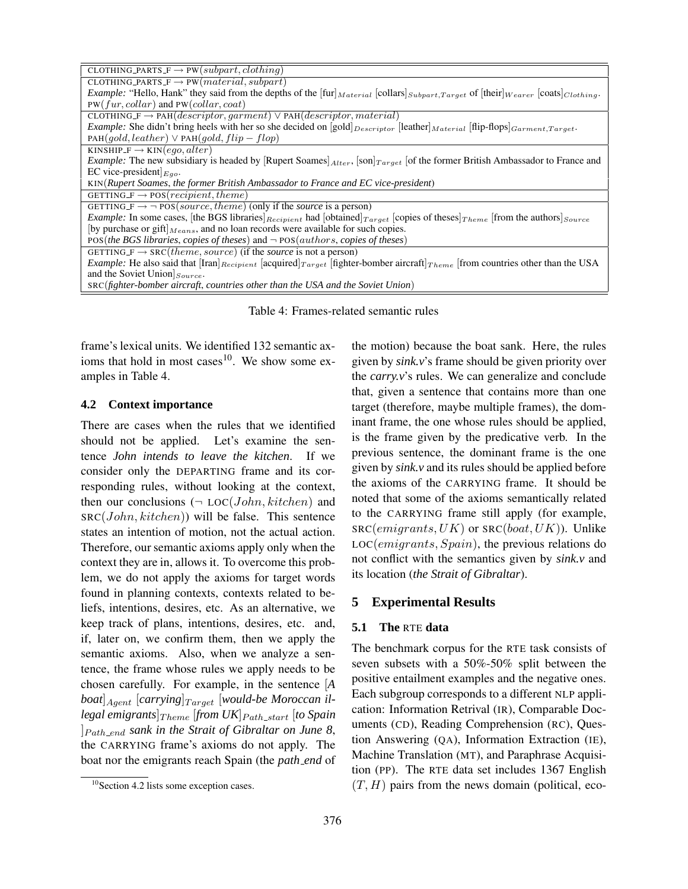| |
|---|
| CLOTHING_PARTS_F → PW($subpart, clothing$) |
| CLOTHING_PARTS_F → PW($material, subpart$) |
| *Example:* "Hello, Hank" they said from the depths of the [fur]$_{Material}$ [collars]$_{Subpart,Target}$ of [their]$_{Wearer}$ [coats]$_{Clothing}$. PW($fur, collar$) and PW($collar, coat$) |
| CLOTHING_F → PAH($descriptor, garment$) ∨ PAH($descriptor, material$) |
| *Example:* She didn't bring heels with her so she decided on [gold]$_{Descriptor}$ [leather]$_{Material}$ [flip-flops]$_{Garment,Target}$. PAH($gold, leather$) ∨ PAH($gold, flip-flop$) |
| KINSHIP_F → KIN($ego, alter$) |
| *Example:* The new subsidiary is headed by [Rupert Soames]$_{Alter}$, [son]$_{Target}$ [of the former British Ambassador to France and EC vice-president]$_{Ego}$. KIN(***Rupert Soames**, **the former British Ambassador to France and EC vice-president***) |
| GETTING_F → POS($recipient, theme$) |
| GETTING_F → ¬ POS($source, theme$) (only if the **source** is a person) |
| *Example:* In some cases, [the BGS libraries]$_{Recipient}$ had [obtained]$_{Target}$ [copies of theses]$_{Theme}$ [from the authors]$_{Source}$ [by purchase or gift]$_{Means}$, and no loan records were available for such copies. POS(***the BGS libraries**, **copies of theses***) and ¬ POS($authors$, ***copies of theses***) |
| GETTING_F → SRC($theme, source$) (if the **source** is not a person) |
| *Example:* He also said that [Iran]$_{Recipient}$ [acquired]$_{Target}$ [fighter-bomber aircraft]$_{Theme}$ [from countries other than the USA and the Soviet Union]$_{Source}$. SRC(***fighter-bomber aircraft**, **countries other than the USA and the Soviet Union***) |

Table 4: Frames-related semantic rules

frame's lexical units. We identified 132 semantic axioms that hold in most cases[10]. We show some examples in Table 4.

### 4.2 Context importance

There are cases when the rules that we identified should not be applied. Let's examine the sentence ***John intends to leave the kitchen***. If we consider only the DEPARTING frame and its corresponding rules, without looking at the context, then our conclusions (¬ LOC($John, kitchen$) and SRC($John, kitchen$)) will be false. This sentence states an intention of motion, not the actual action. Therefore, our semantic axioms apply only when the context they are in, allows it. To overcome this problem, we do not apply the axioms for target words found in planning contexts, contexts related to beliefs, intentions, desires, etc. As an alternative, we keep track of plans, intentions, desires, etc. and, if, later on, we confirm them, then we apply the semantic axioms. Also, when we analyze a sentence, the frame whose rules we apply needs to be chosen carefully. For example, in the sentence [***A boat***]$_{Agent}$ [***carrying***]$_{Target}$ [***would-be Moroccan illegal emigrants***]$_{Theme}$ [***from UK***]$_{Path\_start}$ [***to Spain***]$_{Path\_end}$ ***sank in the Strait of Gibraltar on June 8***, the CARRYING frame's axioms do not apply. The boat nor the emigrants reach Spain (the ***path_end*** of the motion) because the boat sank. Here, the rules given by ***sink.v***'s frame should be given priority over the ***carry.v***'s rules. We can generalize and conclude that, given a sentence that contains more than one target (therefore, maybe multiple frames), the dominant frame, the one whose rules should be applied, is the frame given by the predicative verb. In the previous sentence, the dominant frame is the one given by ***sink.v*** and its rules should be applied before the axioms of the CARRYING frame. It should be noted that some of the axioms semantically related to the CARRYING frame still apply (for example, SRC($emigrants, UK$) or SRC($boat, UK$)). Unlike LOC($emigrants, Spain$), the previous relations do not conflict with the semantics given by ***sink.v*** and its location (***the Strait of Gibraltar***).

## 5 Experimental Results

### 5.1 The RTE data

The benchmark corpus for the RTE task consists of seven subsets with a 50%-50% split between the positive entailment examples and the negative ones. Each subgroup corresponds to a different NLP application: Information Retrival (IR), Comparable Documents (CD), Reading Comprehension (RC), Question Answering (QA), Information Extraction (IE), Machine Translation (MT), and Paraphrase Acquisition (PP). The RTE data set includes 1367 English $(T, H)$ pairs from the news domain (political, eco-

[10] Section 4.2 lists some exception cases.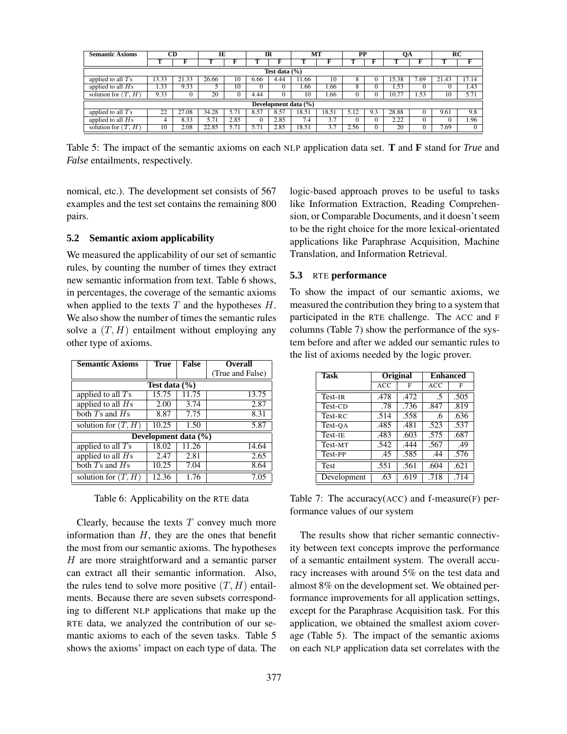| Semantic Axioms | CD | | IE | | IR | | MT | | PP | | QA | | RC | |
|---|---|---|---|---|---|---|---|---|---|---|---|---|---|---|
| | T | F | T | F | T | F | T | F | T | F | T | F | T | F |
| **Test data (%)** | | | | | | | | | | | | | | |
| applied to all $T$s | 13.33 | 21.33 | 26.66 | 10 | 6.66 | 4.44 | 11.66 | 10 | 8 | 0 | 15.38 | 7.69 | 21.43 | 17.14 |
| applied to all $H$s | 1.33 | 9.33 | 5 | 10 | 0 | 0 | 1.66 | 1.66 | 8 | 0 | 1.53 | 0 | 0 | 1.43 |
| solution for $(T, H)$ | 9.33 | 0 | 20 | 0 | 4.44 | 0 | 10 | 1.66 | 0 | 0 | 10.77 | 1.53 | 10 | 5.71 |
| **Development data (%)** | | | | | | | | | | | | | | |
| applied to all $T$s | 22 | 27.08 | 34.28 | 5.71 | 8.57 | 8.57 | 18.51 | 18.51 | 5.12 | 9.3 | 28.88 | 0 | 9.61 | 9.8 |
| applied to all $H$s | 4 | 8.33 | 5.71 | 2.85 | 0 | 2.85 | 7.4 | 3.7 | 0 | 0 | 2.22 | 0 | 0 | 1.96 |
| solution for $(T, H)$ | 10 | 2.08 | 22.85 | 5.71 | 5.71 | 2.85 | 18.51 | 3.7 | 2.56 | 0 | 20 | 0 | 7.69 | 0 |

Table 5: The impact of the semantic axioms on each NLP application data set. **T** and **F** stand for *True* and *False* entailments, respectively.

nomical, etc.). The development set consists of 567 examples and the test set contains the remaining 800 pairs.

### 5.2 Semantic axiom applicability

We measured the applicability of our set of semantic rules, by counting the number of times they extract new semantic information from text. Table 6 shows, in percentages, the coverage of the semantic axioms when applied to the texts $T$ and the hypotheses $H$. We also show the number of times the semantic rules solve a $(T, H)$ entailment without employing any other type of axioms.

| Semantic Axioms | True | False | Overall (True and False) |
|---|---|---|---|
| **Test data (%)** | | | |
| applied to all $T$s | 15.75 | 11.75 | 13.75 |
| applied to all $H$s | 2.00 | 3.74 | 2.87 |
| both $T$s and $H$s | 8.87 | 7.75 | 8.31 |
| solution for $(T, H)$ | 10.25 | 1.50 | 5.87 |
| **Development data (%)** | | | |
| applied to all $T$s | 18.02 | 11.26 | 14.64 |
| applied to all $H$s | 2.47 | 2.81 | 2.65 |
| both $T$s and $H$s | 10.25 | 7.04 | 8.64 |
| solution for $(T, H)$ | 12.36 | 1.76 | 7.05 |

Table 6: Applicability on the RTE data

Clearly, because the texts $T$ convey much more information than $H$, they are the ones that benefit the most from our semantic axioms. The hypotheses $H$ are more straightforward and a semantic parser can extract all their semantic information. Also, the rules tend to solve more positive $(T, H)$ entailments. Because there are seven subsets corresponding to different NLP applications that make up the RTE data, we analyzed the contribution of our semantic axioms to each of the seven tasks. Table 5 shows the axioms' impact on each type of data. The logic-based approach proves to be useful to tasks like Information Extraction, Reading Comprehension, or Comparable Documents, and it doesn't seem to be the right choice for the more lexical-orientated applications like Paraphrase Acquisition, Machine Translation, and Information Retrieval.

### 5.3 RTE performance

To show the impact of our semantic axioms, we measured the contribution they bring to a system that participated in the RTE challenge. The ACC and F columns (Table 7) show the performance of the system before and after we added our semantic rules to the list of axioms needed by the logic prover.

| Task | Original | | Enhanced | |
|---|---|---|---|---|
| | ACC | F | ACC | F |
| Test-IR | .478 | .472 | .5 | .505 |
| Test-CD | .78 | .736 | .847 | .819 |
| Test-RC | .514 | .558 | .6 | .636 |
| Test-QA | .485 | .481 | .523 | .537 |
| Test-IE | .483 | .603 | .575 | .687 |
| Test-MT | .542 | .444 | .567 | .49 |
| Test-PP | .45 | .585 | .44 | .576 |
| Test | .551 | .561 | .604 | .621 |
| Development | .63 | .619 | .718 | .714 |

Table 7: The accuracy(ACC) and f-measure(F) performance values of our system

The results show that richer semantic connectivity between text concepts improve the performance of a semantic entailment system. The overall accuracy increases with around 5% on the test data and almost 8% on the development set. We obtained performance improvements for all application settings, except for the Paraphrase Acquisition task. For this application, we obtained the smallest axiom coverage (Table 5). The impact of the semantic axioms on each NLP application data set correlates with the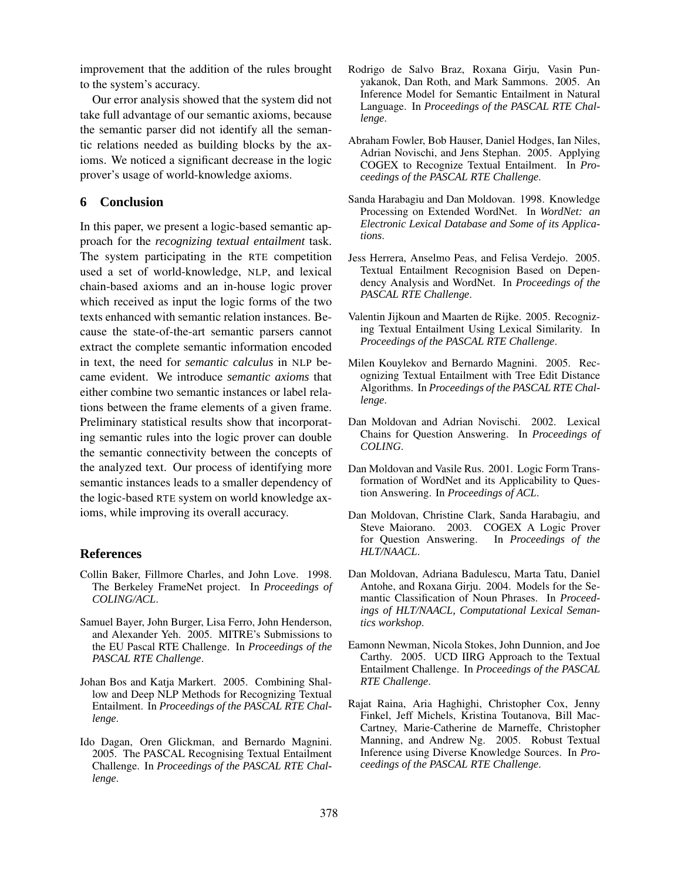improvement that the addition of the rules brought to the system's accuracy.

Our error analysis showed that the system did not take full advantage of our semantic axioms, because the semantic parser did not identify all the semantic relations needed as building blocks by the axioms. We noticed a significant decrease in the logic prover's usage of world-knowledge axioms.

## 6 Conclusion

In this paper, we present a logic-based semantic approach for the *recognizing textual entailment* task. The system participating in the RTE competition used a set of world-knowledge, NLP, and lexical chain-based axioms and an in-house logic prover which received as input the logic forms of the two texts enhanced with semantic relation instances. Because the state-of-the-art semantic parsers cannot extract the complete semantic information encoded in text, the need for *semantic calculus* in NLP became evident. We introduce *semantic axioms* that either combine two semantic instances or label relations between the frame elements of a given frame. Preliminary statistical results show that incorporating semantic rules into the logic prover can double the semantic connectivity between the concepts of the analyzed text. Our process of identifying more semantic instances leads to a smaller dependency of the logic-based RTE system on world knowledge axioms, while improving its overall accuracy.

## References

Collin Baker, Fillmore Charles, and John Love. 1998. The Berkeley FrameNet project. In *Proceedings of COLING/ACL*.

Samuel Bayer, John Burger, Lisa Ferro, John Henderson, and Alexander Yeh. 2005. MITRE's Submissions to the EU Pascal RTE Challenge. In *Proceedings of the PASCAL RTE Challenge*.

Johan Bos and Katja Markert. 2005. Combining Shallow and Deep NLP Methods for Recognizing Textual Entailment. In *Proceedings of the PASCAL RTE Challenge*.

Ido Dagan, Oren Glickman, and Bernardo Magnini. 2005. The PASCAL Recognising Textual Entailment Challenge. In *Proceedings of the PASCAL RTE Challenge*.

Rodrigo de Salvo Braz, Roxana Girju, Vasin Punyakanok, Dan Roth, and Mark Sammons. 2005. An Inference Model for Semantic Entailment in Natural Language. In *Proceedings of the PASCAL RTE Challenge*.

Abraham Fowler, Bob Hauser, Daniel Hodges, Ian Niles, Adrian Novischi, and Jens Stephan. 2005. Applying COGEX to Recognize Textual Entailment. In *Proceedings of the PASCAL RTE Challenge*.

Sanda Harabagiu and Dan Moldovan. 1998. Knowledge Processing on Extended WordNet. In *WordNet: an Electronic Lexical Database and Some of its Applications*.

Jess Herrera, Anselmo Peas, and Felisa Verdejo. 2005. Textual Entailment Recognision Based on Dependency Analysis and WordNet. In *Proceedings of the PASCAL RTE Challenge*.

Valentin Jijkoun and Maarten de Rijke. 2005. Recognizing Textual Entailment Using Lexical Similarity. In *Proceedings of the PASCAL RTE Challenge*.

Milen Kouylekov and Bernardo Magnini. 2005. Recognizing Textual Entailment with Tree Edit Distance Algorithms. In *Proceedings of the PASCAL RTE Challenge*.

Dan Moldovan and Adrian Novischi. 2002. Lexical Chains for Question Answering. In *Proceedings of COLING*.

Dan Moldovan and Vasile Rus. 2001. Logic Form Transformation of WordNet and its Applicability to Question Answering. In *Proceedings of ACL*.

Dan Moldovan, Christine Clark, Sanda Harabagiu, and Steve Maiorano. 2003. COGEX A Logic Prover for Question Answering. In *Proceedings of the HLT/NAACL*.

Dan Moldovan, Adriana Badulescu, Marta Tatu, Daniel Antohe, and Roxana Girju. 2004. Models for the Semantic Classification of Noun Phrases. In *Proceedings of HLT/NAACL, Computational Lexical Semantics workshop*.

Eamonn Newman, Nicola Stokes, John Dunnion, and Joe Carthy. 2005. UCD IIRG Approach to the Textual Entailment Challenge. In *Proceedings of the PASCAL RTE Challenge*.

Rajat Raina, Aria Haghighi, Christopher Cox, Jenny Finkel, Jeff Michels, Kristina Toutanova, Bill MacCartney, Marie-Catherine de Marneffe, Christopher Manning, and Andrew Ng. 2005. Robust Textual Inference using Diverse Knowledge Sources. In *Proceedings of the PASCAL RTE Challenge*.